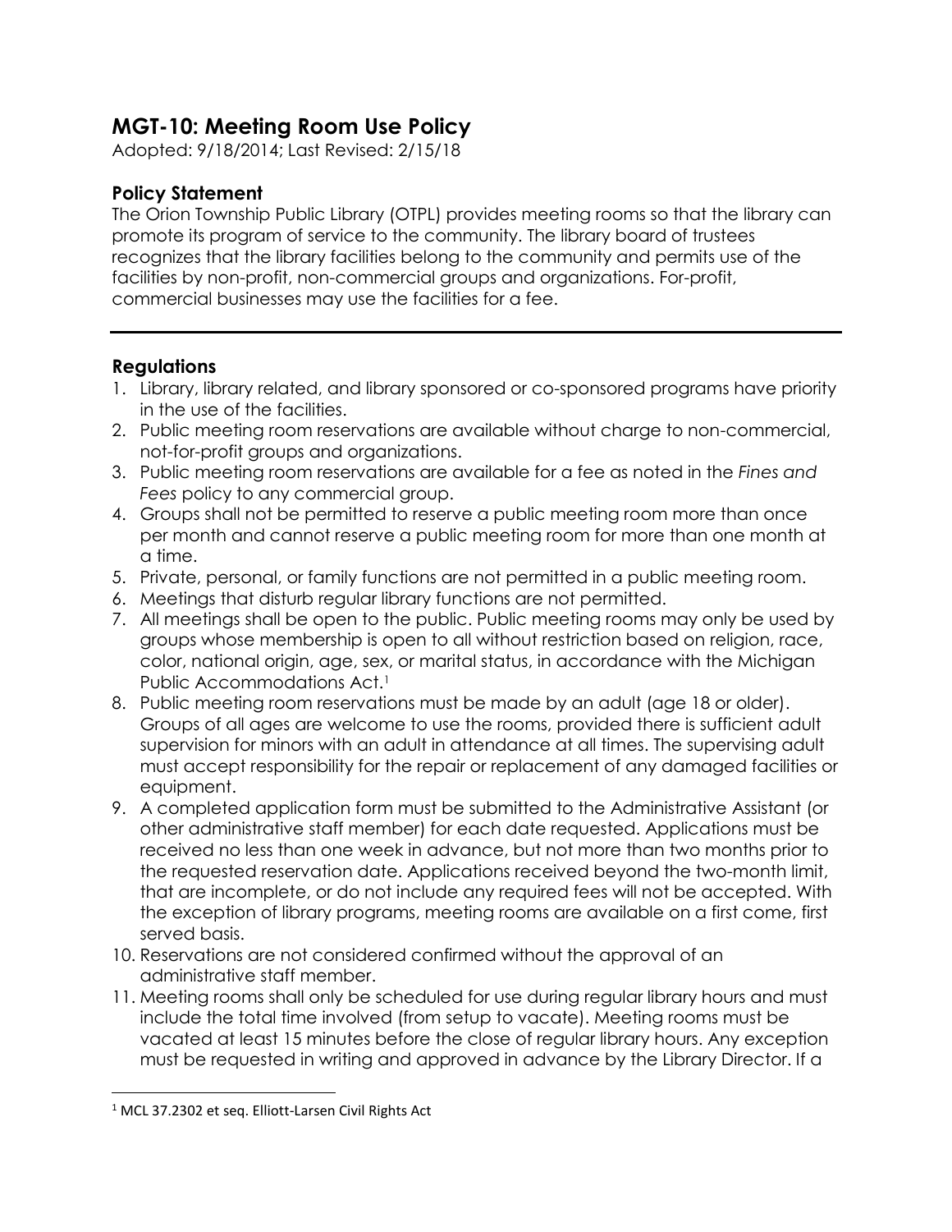# MGT-10: Meeting Room Use Policy

Adopted: 9/18/2014; Last Revised: 2/15/18

## Policy Statement

The Orion Township Public Library (OTPL) provides meeting rooms so that the library can promote its program of service to the community. The library board of trustees recognizes that the library facilities belong to the community and permits use of the facilities by non-profit, non-commercial groups and organizations. For-profit, commercial businesses may use the facilities for a fee.

---

## Regulations

1. Library, library related, and library sponsored or co-sponsored programs have priority in the use of the facilities.
2. Public meeting room reservations are available without charge to non-commercial, not-for-profit groups and organizations.
3. Public meeting room reservations are available for a fee as noted in the *Fines and Fees* policy to any commercial group.
4. Groups shall not be permitted to reserve a public meeting room more than once per month and cannot reserve a public meeting room for more than one month at a time.
5. Private, personal, or family functions are not permitted in a public meeting room.
6. Meetings that disturb regular library functions are not permitted.
7. All meetings shall be open to the public. Public meeting rooms may only be used by groups whose membership is open to all without restriction based on religion, race, color, national origin, age, sex, or marital status, in accordance with the Michigan Public Accommodations Act.[1]
8. Public meeting room reservations must be made by an adult (age 18 or older). Groups of all ages are welcome to use the rooms, provided there is sufficient adult supervision for minors with an adult in attendance at all times. The supervising adult must accept responsibility for the repair or replacement of any damaged facilities or equipment.
9. A completed application form must be submitted to the Administrative Assistant (or other administrative staff member) for each date requested. Applications must be received no less than one week in advance, but not more than two months prior to the requested reservation date. Applications received beyond the two-month limit, that are incomplete, or do not include any required fees will not be accepted. With the exception of library programs, meeting rooms are available on a first come, first served basis.
10. Reservations are not considered confirmed without the approval of an administrative staff member.
11. Meeting rooms shall only be scheduled for use during regular library hours and must include the total time involved (from setup to vacate). Meeting rooms must be vacated at least 15 minutes before the close of regular library hours. Any exception must be requested in writing and approved in advance by the Library Director. If a

---

[1] MCL 37.2302 et seq. Elliott-Larsen Civil Rights Act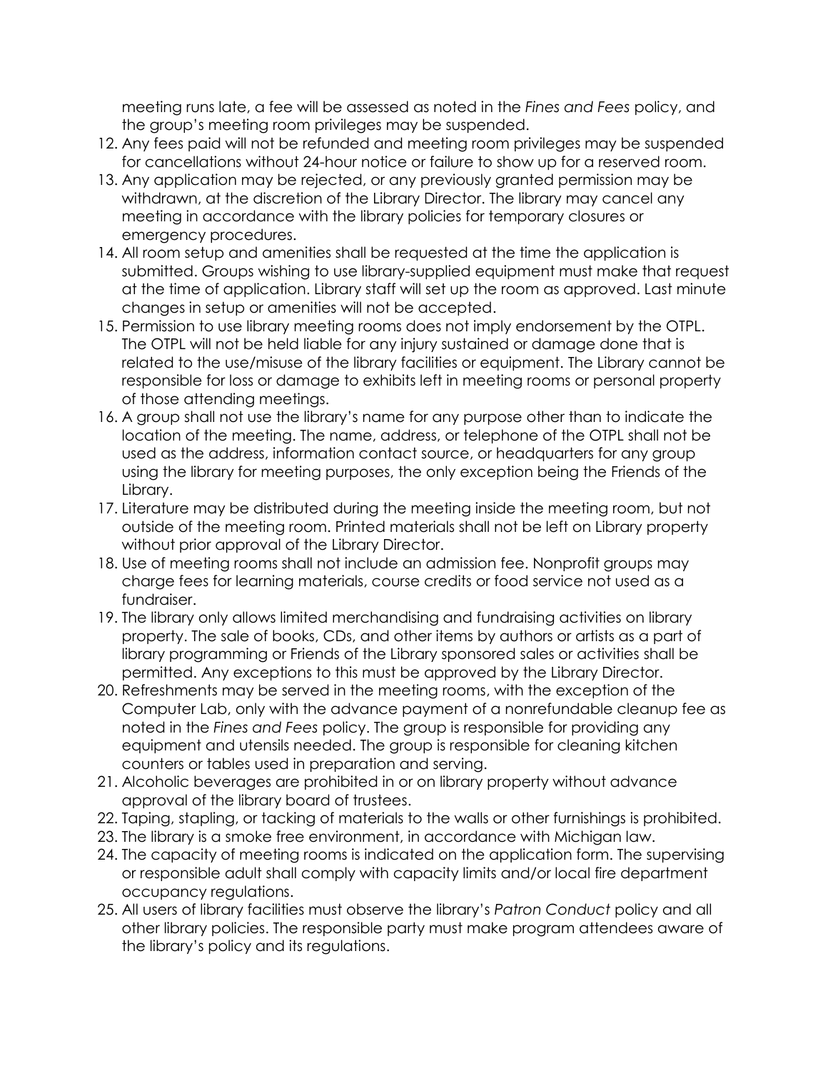meeting runs late, a fee will be assessed as noted in the *Fines and Fees* policy, and the group's meeting room privileges may be suspended.

12. Any fees paid will not be refunded and meeting room privileges may be suspended for cancellations without 24-hour notice or failure to show up for a reserved room.
13. Any application may be rejected, or any previously granted permission may be withdrawn, at the discretion of the Library Director. The library may cancel any meeting in accordance with the library policies for temporary closures or emergency procedures.
14. All room setup and amenities shall be requested at the time the application is submitted. Groups wishing to use library-supplied equipment must make that request at the time of application. Library staff will set up the room as approved. Last minute changes in setup or amenities will not be accepted.
15. Permission to use library meeting rooms does not imply endorsement by the OTPL. The OTPL will not be held liable for any injury sustained or damage done that is related to the use/misuse of the library facilities or equipment. The Library cannot be responsible for loss or damage to exhibits left in meeting rooms or personal property of those attending meetings.
16. A group shall not use the library's name for any purpose other than to indicate the location of the meeting. The name, address, or telephone of the OTPL shall not be used as the address, information contact source, or headquarters for any group using the library for meeting purposes, the only exception being the Friends of the Library.
17. Literature may be distributed during the meeting inside the meeting room, but not outside of the meeting room. Printed materials shall not be left on Library property without prior approval of the Library Director.
18. Use of meeting rooms shall not include an admission fee. Nonprofit groups may charge fees for learning materials, course credits or food service not used as a fundraiser.
19. The library only allows limited merchandising and fundraising activities on library property. The sale of books, CDs, and other items by authors or artists as a part of library programming or Friends of the Library sponsored sales or activities shall be permitted. Any exceptions to this must be approved by the Library Director.
20. Refreshments may be served in the meeting rooms, with the exception of the Computer Lab, only with the advance payment of a nonrefundable cleanup fee as noted in the *Fines and Fees* policy. The group is responsible for providing any equipment and utensils needed. The group is responsible for cleaning kitchen counters or tables used in preparation and serving.
21. Alcoholic beverages are prohibited in or on library property without advance approval of the library board of trustees.
22. Taping, stapling, or tacking of materials to the walls or other furnishings is prohibited.
23. The library is a smoke free environment, in accordance with Michigan law.
24. The capacity of meeting rooms is indicated on the application form. The supervising or responsible adult shall comply with capacity limits and/or local fire department occupancy regulations.
25. All users of library facilities must observe the library's *Patron Conduct* policy and all other library policies. The responsible party must make program attendees aware of the library's policy and its regulations.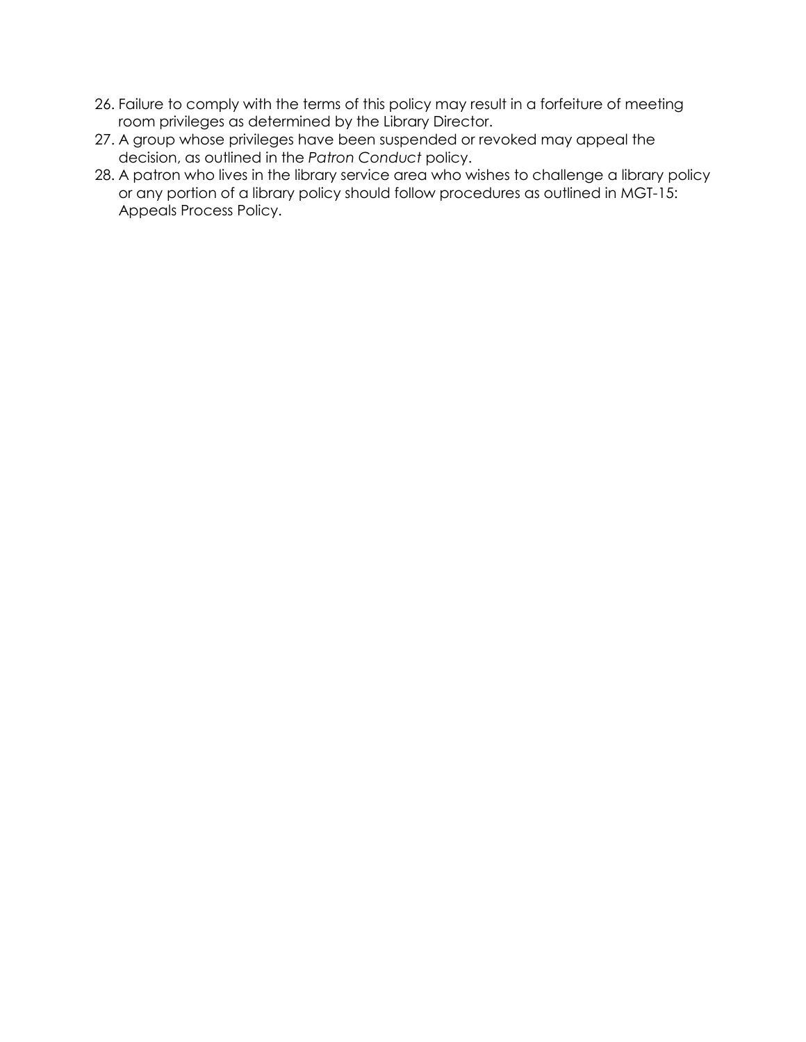26. Failure to comply with the terms of this policy may result in a forfeiture of meeting room privileges as determined by the Library Director.
27. A group whose privileges have been suspended or revoked may appeal the decision, as outlined in the *Patron Conduct* policy.
28. A patron who lives in the library service area who wishes to challenge a library policy or any portion of a library policy should follow procedures as outlined in MGT-15: Appeals Process Policy.